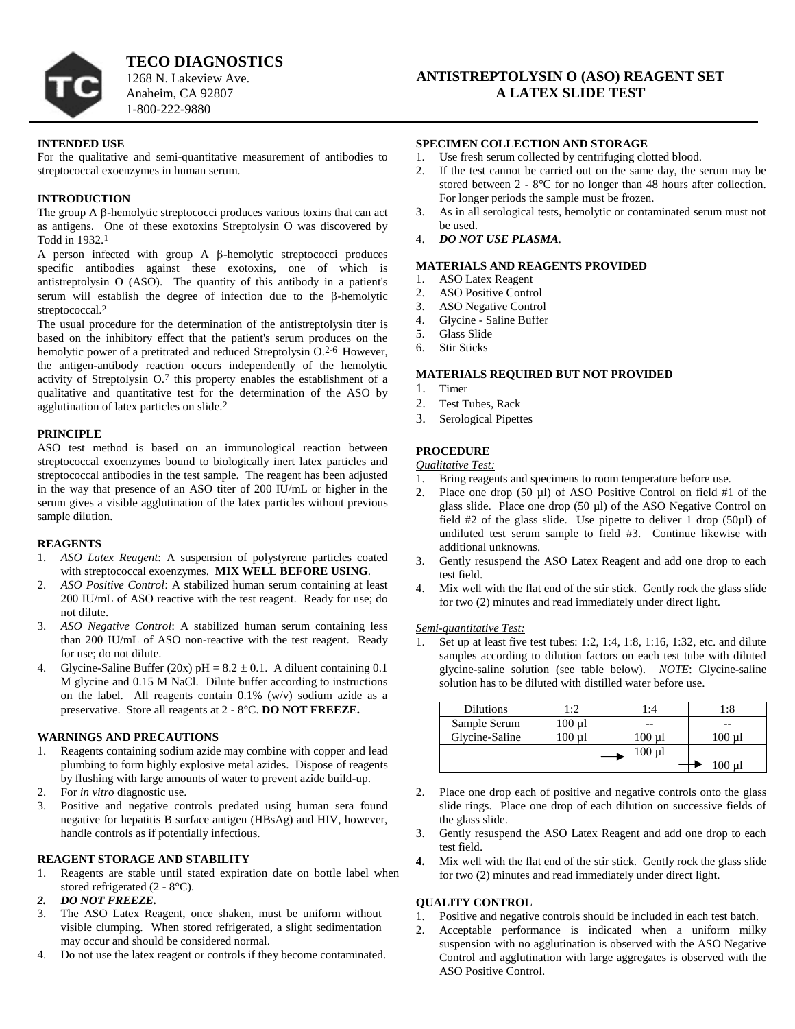**TECO DIAGNOSTICS**
1268 N. Lakeview Ave.
Anaheim, CA 92807
1-800-222-9880

# ANTISTREPTOLYSIN O (ASO) REAGENT SET
# A LATEX SLIDE TEST

## INTENDED USE

For the qualitative and semi-quantitative measurement of antibodies to streptococcal exoenzymes in human serum.

## INTRODUCTION

The group A β-hemolytic streptococci produces various toxins that can act as antigens. One of these exotoxins Streptolysin O was discovered by Todd in 1932.[1]

A person infected with group A β-hemolytic streptococci produces specific antibodies against these exotoxins, one of which is antistreptolysin O (ASO). The quantity of this antibody in a patient's serum will establish the degree of infection due to the β-hemolytic streptococcal.[2]

The usual procedure for the determination of the antistreptolysin titer is based on the inhibitory effect that the patient's serum produces on the hemolytic power of a pretitrated and reduced Streptolysin O.[2-6] However, the antigen-antibody reaction occurs independently of the hemolytic activity of Streptolysin O.[7] this property enables the establishment of a qualitative and quantitative test for the determination of the ASO by agglutination of latex particles on slide.[2]

## PRINCIPLE

ASO test method is based on an immunological reaction between streptococcal exoenzymes bound to biologically inert latex particles and streptococcal antibodies in the test sample. The reagent has been adjusted in the way that presence of an ASO titer of 200 IU/mL or higher in the serum gives a visible agglutination of the latex particles without previous sample dilution.

## REAGENTS

1. *ASO Latex Reagent*: A suspension of polystyrene particles coated with streptococcal exoenzymes. **MIX WELL BEFORE USING**.
2. *ASO Positive Control*: A stabilized human serum containing at least 200 IU/mL of ASO reactive with the test reagent. Ready for use; do not dilute.
3. *ASO Negative Control*: A stabilized human serum containing less than 200 IU/mL of ASO non-reactive with the test reagent. Ready for use; do not dilute.
4. Glycine-Saline Buffer (20x) pH = 8.2 ± 0.1. A diluent containing 0.1 M glycine and 0.15 M NaCl. Dilute buffer according to instructions on the label. All reagents contain 0.1% (w/v) sodium azide as a preservative. Store all reagents at 2 - 8°C. **DO NOT FREEZE.**

## WARNINGS AND PRECAUTIONS

1. Reagents containing sodium azide may combine with copper and lead plumbing to form highly explosive metal azides. Dispose of reagents by flushing with large amounts of water to prevent azide build-up.
2. For *in vitro* diagnostic use.
3. Positive and negative controls predated using human sera found negative for hepatitis B surface antigen (HBsAg) and HIV, however, handle controls as if potentially infectious.

## REAGENT STORAGE AND STABILITY

1. Reagents are stable until stated expiration date on bottle label when stored refrigerated (2 - 8°C).
2. ***DO NOT FREEZE.***
3. The ASO Latex Reagent, once shaken, must be uniform without visible clumping. When stored refrigerated, a slight sedimentation may occur and should be considered normal.
4. Do not use the latex reagent or controls if they become contaminated.

## SPECIMEN COLLECTION AND STORAGE

1. Use fresh serum collected by centrifuging clotted blood.
2. If the test cannot be carried out on the same day, the serum may be stored between 2 - 8°C for no longer than 48 hours after collection. For longer periods the sample must be frozen.
3. As in all serological tests, hemolytic or contaminated serum must not be used.
4. ***DO NOT USE PLASMA***.

## MATERIALS AND REAGENTS PROVIDED

1. ASO Latex Reagent
2. ASO Positive Control
3. ASO Negative Control
4. Glycine - Saline Buffer
5. Glass Slide
6. Stir Sticks

## MATERIALS REQUIRED BUT NOT PROVIDED

1. Timer
2. Test Tubes, Rack
3. Serological Pipettes

## PROCEDURE

*Qualitative Test:*

1. Bring reagents and specimens to room temperature before use.
2. Place one drop (50 µl) of ASO Positive Control on field #1 of the glass slide. Place one drop (50 µl) of the ASO Negative Control on field #2 of the glass slide. Use pipette to deliver 1 drop (50µl) of undiluted test serum sample to field #3. Continue likewise with additional unknowns.
3. Gently resuspend the ASO Latex Reagent and add one drop to each test field.
4. Mix well with the flat end of the stir stick. Gently rock the glass slide for two (2) minutes and read immediately under direct light.

*Semi-quantitative Test:*

1. Set up at least five test tubes: 1:2, 1:4, 1:8, 1:16, 1:32, etc. and dilute samples according to dilution factors on each test tube with diluted glycine-saline solution (see table below). *NOTE*: Glycine-saline solution has to be diluted with distilled water before use.

| Dilutions | 1:2 | 1:4 | 1:8 |
|---|---|---|---|
| Sample Serum | 100 µl | -- | -- |
| Glycine-Saline | 100 µl | 100 µl | 100 µl |
| | → | 100 µl | → 100 µl |

2. Place one drop each of positive and negative controls onto the glass slide rings. Place one drop of each dilution on successive fields of the glass slide.
3. Gently resuspend the ASO Latex Reagent and add one drop to each test field.
4. Mix well with the flat end of the stir stick. Gently rock the glass slide for two (2) minutes and read immediately under direct light.

## QUALITY CONTROL

1. Positive and negative controls should be included in each test batch.
2. Acceptable performance is indicated when a uniform milky suspension with no agglutination is observed with the ASO Negative Control and agglutination with large aggregates is observed with the ASO Positive Control.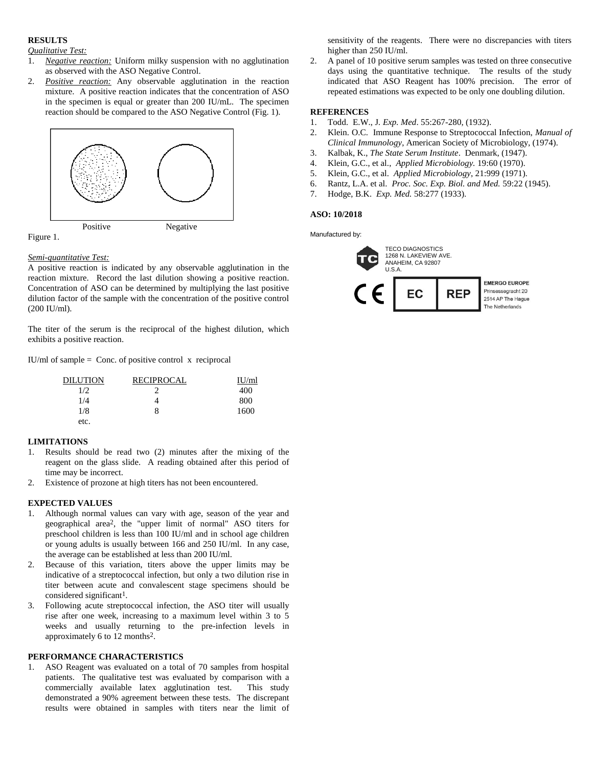## RESULTS

*Qualitative Test:*

1. *Negative reaction:* Uniform milky suspension with no agglutination as observed with the ASO Negative Control.
2. *Positive reaction:* Any observable agglutination in the reaction mixture. A positive reaction indicates that the concentration of ASO in the specimen is equal or greater than 200 IU/mL. The specimen reaction should be compared to the ASO Negative Control (Fig. 1).

Positive Negative

Figure 1.

*Semi-quantitative Test:*

A positive reaction is indicated by any observable agglutination in the reaction mixture. Record the last dilution showing a positive reaction. Concentration of ASO can be determined by multiplying the last positive dilution factor of the sample with the concentration of the positive control (200 IU/ml).

The titer of the serum is the reciprocal of the highest dilution, which exhibits a positive reaction.

IU/ml of sample = Conc. of positive control x reciprocal

| DILUTION | RECIPROCAL | IU/ml |
|---|---|---|
| 1/2 | 2 | 400 |
| 1/4 | 4 | 800 |
| 1/8 | 8 | 1600 |
| etc. | | |

## LIMITATIONS

1. Results should be read two (2) minutes after the mixing of the reagent on the glass slide. A reading obtained after this period of time may be incorrect.
2. Existence of prozone at high titers has not been encountered.

## EXPECTED VALUES

1. Although normal values can vary with age, season of the year and geographical area[2], the "upper limit of normal" ASO titers for preschool children is less than 100 IU/ml and in school age children or young adults is usually between 166 and 250 IU/ml. In any case, the average can be established at less than 200 IU/ml.
2. Because of this variation, titers above the upper limits may be indicative of a streptococcal infection, but only a two dilution rise in titer between acute and convalescent stage specimens should be considered significant[1].
3. Following acute streptococcal infection, the ASO titer will usually rise after one week, increasing to a maximum level within 3 to 5 weeks and usually returning to the pre-infection levels in approximately 6 to 12 months[2].

## PERFORMANCE CHARACTERISTICS

1. ASO Reagent was evaluated on a total of 70 samples from hospital patients. The qualitative test was evaluated by comparison with a commercially available latex agglutination test. This study demonstrated a 90% agreement between these tests. The discrepant results were obtained in samples with titers near the limit of sensitivity of the reagents. There were no discrepancies with titers higher than 250 IU/ml.
2. A panel of 10 positive serum samples was tested on three consecutive days using the quantitative technique. The results of the study indicated that ASO Reagent has 100% precision. The error of repeated estimations was expected to be only one doubling dilution.

## REFERENCES

1. Todd. E.W., J. *Exp. Med*. 55:267-280, (1932).
2. Klein. O.C. Immune Response to Streptococcal Infection, *Manual of Clinical Immunology*, American Society of Microbiology, (1974).
3. Kalbak, K., *The State Serum Institute*. Denmark, (1947).
4. Klein, G.C., et al., *Applied Microbiology.* 19:60 (1970).
5. Klein, G.C., et al. *Applied Microbiology*, 21:999 (1971).
6. Rantz, L.A. et al. *Proc. Soc. Exp. Biol. and Med.* 59:22 (1945).
7. Hodge, B.K. *Exp. Med.* 58:277 (1933).

**ASO: 10/2018**

Manufactured by:

TECO DIAGNOSTICS
1268 N. LAKEVIEW AVE.
ANAHEIM, CA 92807
U.S.A.

EC REP

EMERGO EUROPE
Prinsessegracht 20
2514 AP The Hague
The Netherlands